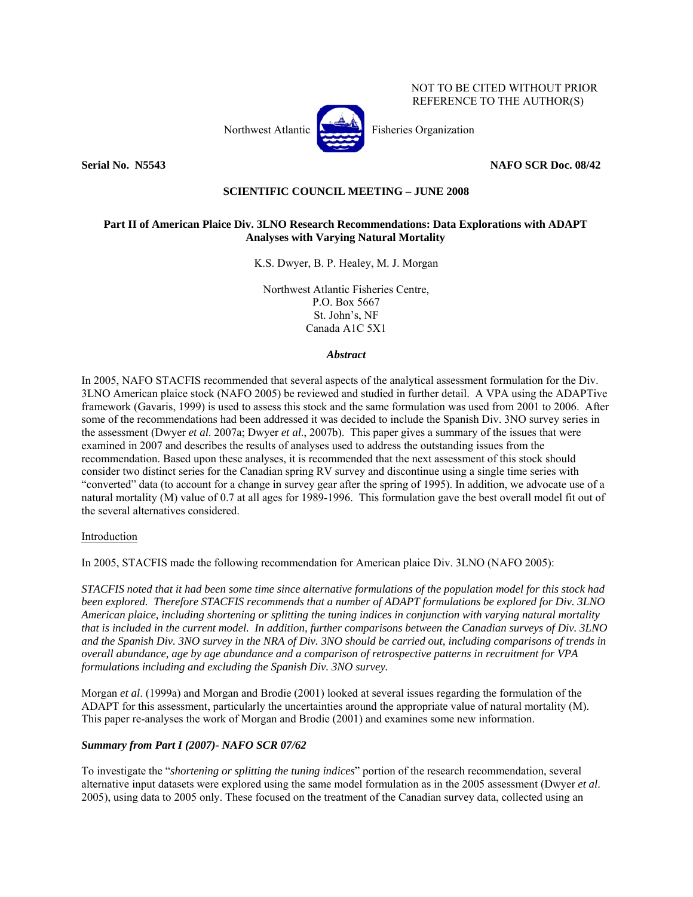NOT TO BE CITED WITHOUT PRIOR REFERENCE TO THE AUTHOR(S)

Northwest Atlantic Fisheries Organization

**Serial No. N5543** **NAFO SCR Doc. 08/42**

**SCIENTIFIC COUNCIL MEETING – JUNE 2008**

# Part II of American Plaice Div. 3LNO Research Recommendations: Data Explorations with ADAPT Analyses with Varying Natural Mortality

K.S. Dwyer, B. P. Healey, M. J. Morgan

Northwest Atlantic Fisheries Centre,
P.O. Box 5667
St. John's, NF
Canada A1C 5X1

## *Abstract*

In 2005, NAFO STACFIS recommended that several aspects of the analytical assessment formulation for the Div. 3LNO American plaice stock (NAFO 2005) be reviewed and studied in further detail. A VPA using the ADAPTive framework (Gavaris, 1999) is used to assess this stock and the same formulation was used from 2001 to 2006. After some of the recommendations had been addressed it was decided to include the Spanish Div. 3NO survey series in the assessment (Dwyer *et al.* 2007a; Dwyer *et al*., 2007b). This paper gives a summary of the issues that were examined in 2007 and describes the results of analyses used to address the outstanding issues from the recommendation. Based upon these analyses, it is recommended that the next assessment of this stock should consider two distinct series for the Canadian spring RV survey and discontinue using a single time series with "converted" data (to account for a change in survey gear after the spring of 1995). In addition, we advocate use of a natural mortality (M) value of 0.7 at all ages for 1989-1996. This formulation gave the best overall model fit out of the several alternatives considered.

## Introduction

In 2005, STACFIS made the following recommendation for American plaice Div. 3LNO (NAFO 2005):

*STACFIS noted that it had been some time since alternative formulations of the population model for this stock had been explored. Therefore STACFIS recommends that a number of ADAPT formulations be explored for Div. 3LNO American plaice, including shortening or splitting the tuning indices in conjunction with varying natural mortality that is included in the current model. In addition, further comparisons between the Canadian surveys of Div. 3LNO and the Spanish Div. 3NO survey in the NRA of Div. 3NO should be carried out, including comparisons of trends in overall abundance, age by age abundance and a comparison of retrospective patterns in recruitment for VPA formulations including and excluding the Spanish Div. 3NO survey.*

Morgan *et al*. (1999a) and Morgan and Brodie (2001) looked at several issues regarding the formulation of the ADAPT for this assessment, particularly the uncertainties around the appropriate value of natural mortality (M). This paper re-analyses the work of Morgan and Brodie (2001) and examines some new information.

### *Summary from Part I (2007)- NAFO SCR 07/62*

To investigate the "*shortening or splitting the tuning indices*" portion of the research recommendation, several alternative input datasets were explored using the same model formulation as in the 2005 assessment (Dwyer *et al*. 2005), using data to 2005 only. These focused on the treatment of the Canadian survey data, collected using an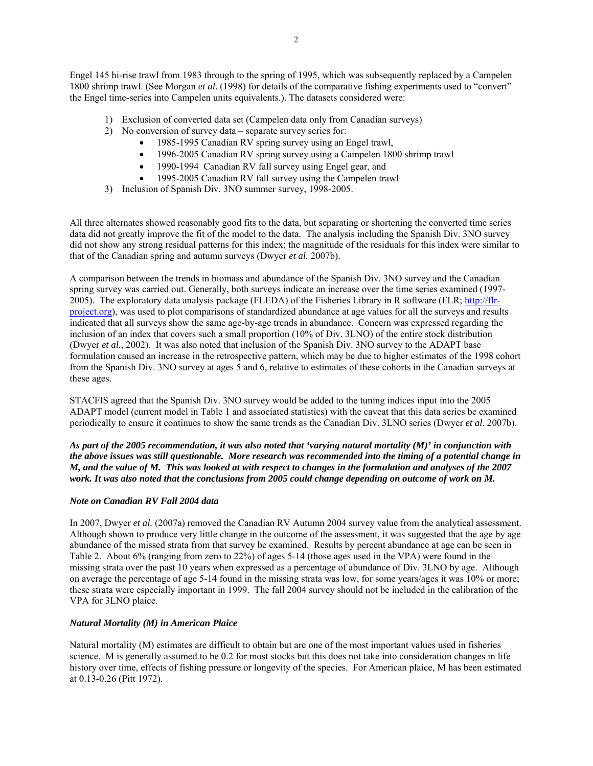Engel 145 hi-rise trawl from 1983 through to the spring of 1995, which was subsequently replaced by a Campelen 1800 shrimp trawl. (See Morgan *et al*. (1998) for details of the comparative fishing experiments used to "convert" the Engel time-series into Campelen units equivalents.). The datasets considered were:

1) Exclusion of converted data set (Campelen data only from Canadian surveys)
2) No conversion of survey data – separate survey series for:
    - 1985-1995 Canadian RV spring survey using an Engel trawl,
    - 1996-2005 Canadian RV spring survey using a Campelen 1800 shrimp trawl
    - 1990-1994 Canadian RV fall survey using Engel gear, and
    - 1995-2005 Canadian RV fall survey using the Campelen trawl
3) Inclusion of Spanish Div. 3NO summer survey, 1998-2005.

All three alternates showed reasonably good fits to the data, but separating or shortening the converted time series data did not greatly improve the fit of the model to the data. The analysis including the Spanish Div. 3NO survey did not show any strong residual patterns for this index; the magnitude of the residuals for this index were similar to that of the Canadian spring and autumn surveys (Dwyer *et al.* 2007b).

A comparison between the trends in biomass and abundance of the Spanish Div. 3NO survey and the Canadian spring survey was carried out. Generally, both surveys indicate an increase over the time series examined (1997-2005). The exploratory data analysis package (FLEDA) of the Fisheries Library in R software (FLR; http://flr-project.org), was used to plot comparisons of standardized abundance at age values for all the surveys and results indicated that all surveys show the same age-by-age trends in abundance. Concern was expressed regarding the inclusion of an index that covers such a small proportion (10% of Div. 3LNO) of the entire stock distribution (Dwyer *et al.*, 2002). It was also noted that inclusion of the Spanish Div. 3NO survey to the ADAPT base formulation caused an increase in the retrospective pattern, which may be due to higher estimates of the 1998 cohort from the Spanish Div. 3NO survey at ages 5 and 6, relative to estimates of these cohorts in the Canadian surveys at these ages.

STACFIS agreed that the Spanish Div. 3NO survey would be added to the tuning indices input into the 2005 ADAPT model (current model in Table 1 and associated statistics) with the caveat that this data series be examined periodically to ensure it continues to show the same trends as the Canadian Div. 3LNO series (Dwyer *et al*. 2007b).

***As part of the 2005 recommendation, it was also noted that 'varying natural mortality (M)' in conjunction with the above issues was still questionable. More research was recommended into the timing of a potential change in M, and the value of M. This was looked at with respect to changes in the formulation and analyses of the 2007 work. It was also noted that the conclusions from 2005 could change depending on outcome of work on M.***

### *Note on Canadian RV Fall 2004 data*

In 2007, Dwyer *et al.* (2007a) removed the Canadian RV Autumn 2004 survey value from the analytical assessment. Although shown to produce very little change in the outcome of the assessment, it was suggested that the age by age abundance of the missed strata from that survey be examined. Results by percent abundance at age can be seen in Table 2. About 6% (ranging from zero to 22%) of ages 5-14 (those ages used in the VPA) were found in the missing strata over the past 10 years when expressed as a percentage of abundance of Div. 3LNO by age. Although on average the percentage of age 5-14 found in the missing strata was low, for some years/ages it was 10% or more; these strata were especially important in 1999. The fall 2004 survey should not be included in the calibration of the VPA for 3LNO plaice.

### *Natural Mortality (M) in American Plaice*

Natural mortality (M) estimates are difficult to obtain but are one of the most important values used in fisheries science. M is generally assumed to be 0.2 for most stocks but this does not take into consideration changes in life history over time, effects of fishing pressure or longevity of the species. For American plaice, M has been estimated at 0.13-0.26 (Pitt 1972).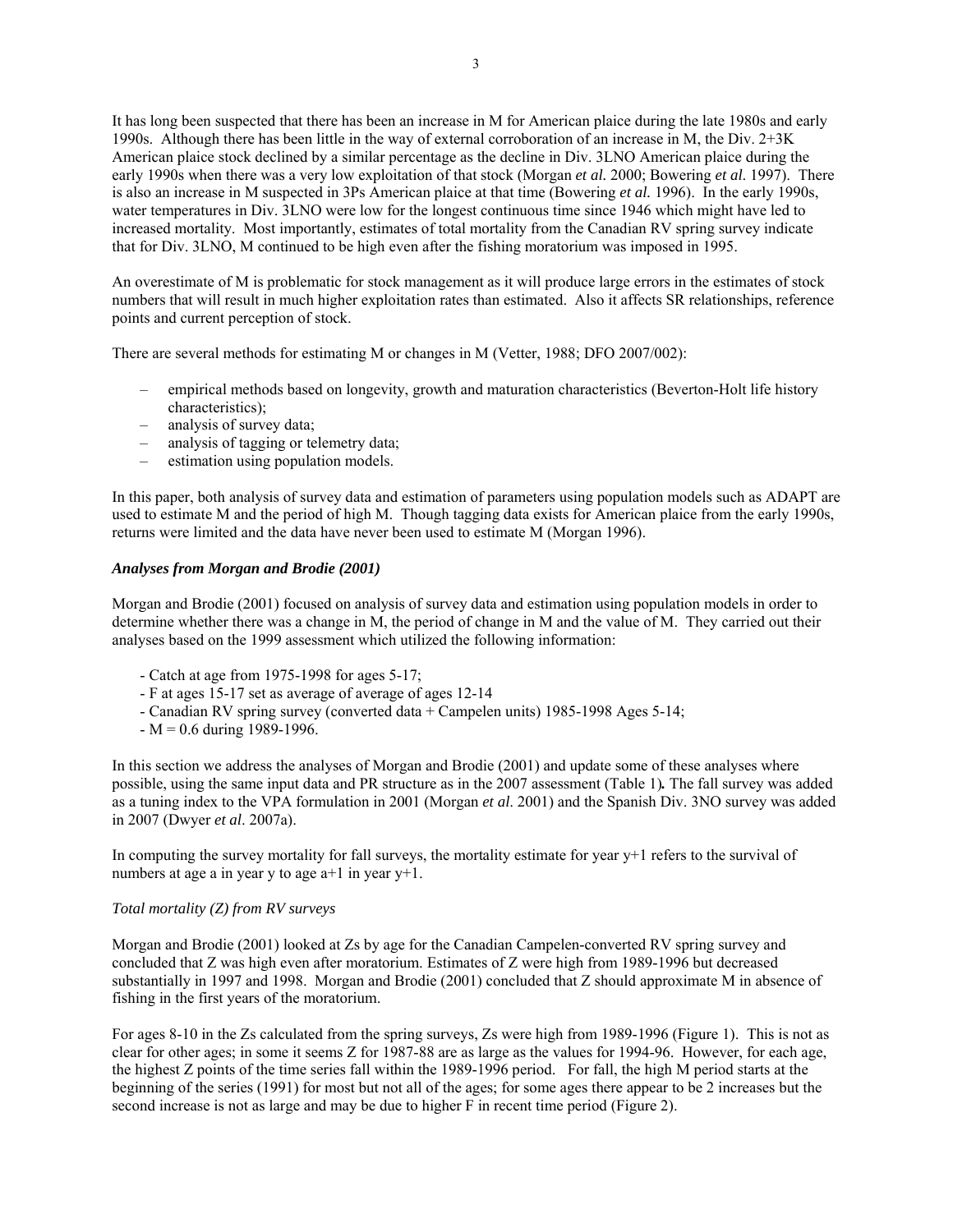It has long been suspected that there has been an increase in M for American plaice during the late 1980s and early 1990s. Although there has been little in the way of external corroboration of an increase in M, the Div. 2+3K American plaice stock declined by a similar percentage as the decline in Div. 3LNO American plaice during the early 1990s when there was a very low exploitation of that stock (Morgan *et al.* 2000; Bowering *et al.* 1997). There is also an increase in M suspected in 3Ps American plaice at that time (Bowering *et al.* 1996). In the early 1990s, water temperatures in Div. 3LNO were low for the longest continuous time since 1946 which might have led to increased mortality. Most importantly, estimates of total mortality from the Canadian RV spring survey indicate that for Div. 3LNO, M continued to be high even after the fishing moratorium was imposed in 1995.

An overestimate of M is problematic for stock management as it will produce large errors in the estimates of stock numbers that will result in much higher exploitation rates than estimated. Also it affects SR relationships, reference points and current perception of stock.

There are several methods for estimating M or changes in M (Vetter, 1988; DFO 2007/002):

- empirical methods based on longevity, growth and maturation characteristics (Beverton-Holt life history characteristics);
- analysis of survey data;
- analysis of tagging or telemetry data;
- estimation using population models.

In this paper, both analysis of survey data and estimation of parameters using population models such as ADAPT are used to estimate M and the period of high M. Though tagging data exists for American plaice from the early 1990s, returns were limited and the data have never been used to estimate M (Morgan 1996).

### *Analyses from Morgan and Brodie (2001)*

Morgan and Brodie (2001) focused on analysis of survey data and estimation using population models in order to determine whether there was a change in M, the period of change in M and the value of M. They carried out their analyses based on the 1999 assessment which utilized the following information:

- Catch at age from 1975-1998 for ages 5-17;
- F at ages 15-17 set as average of average of ages 12-14
- Canadian RV spring survey (converted data + Campelen units) 1985-1998 Ages 5-14;
- M = 0.6 during 1989-1996.

In this section we address the analyses of Morgan and Brodie (2001) and update some of these analyses where possible, using the same input data and PR structure as in the 2007 assessment (Table 1)**.** The fall survey was added as a tuning index to the VPA formulation in 2001 (Morgan *et al*. 2001) and the Spanish Div. 3NO survey was added in 2007 (Dwyer *et al*. 2007a).

In computing the survey mortality for fall surveys, the mortality estimate for year y+1 refers to the survival of numbers at age a in year y to age a+1 in year y+1.

#### *Total mortality (Z) from RV surveys*

Morgan and Brodie (2001) looked at Zs by age for the Canadian Campelen-converted RV spring survey and concluded that Z was high even after moratorium. Estimates of Z were high from 1989-1996 but decreased substantially in 1997 and 1998. Morgan and Brodie (2001) concluded that Z should approximate M in absence of fishing in the first years of the moratorium.

For ages 8-10 in the Zs calculated from the spring surveys, Zs were high from 1989-1996 (Figure 1). This is not as clear for other ages; in some it seems Z for 1987-88 are as large as the values for 1994-96. However, for each age, the highest Z points of the time series fall within the 1989-1996 period. For fall, the high M period starts at the beginning of the series (1991) for most but not all of the ages; for some ages there appear to be 2 increases but the second increase is not as large and may be due to higher F in recent time period (Figure 2).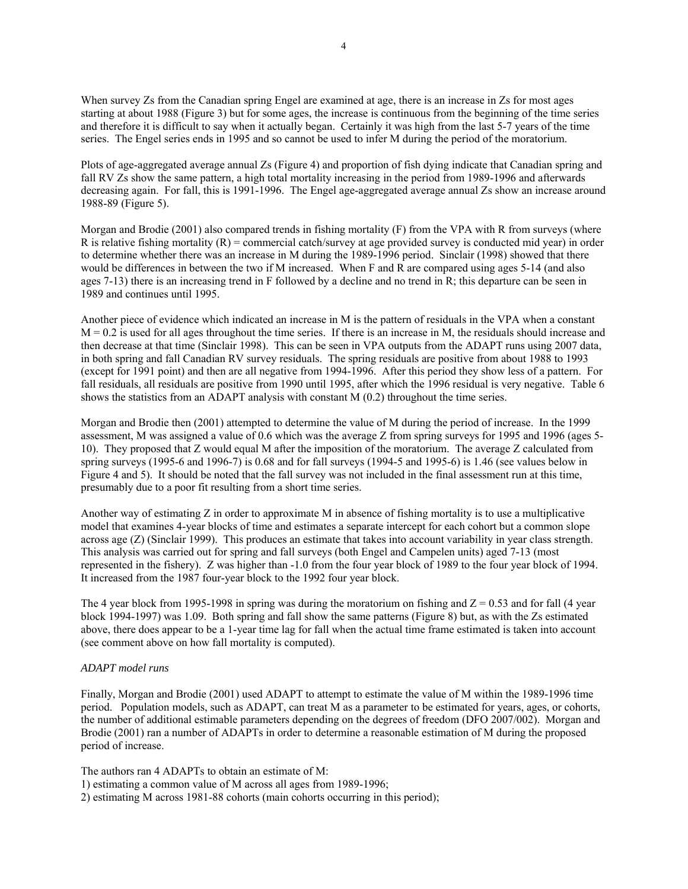When survey Zs from the Canadian spring Engel are examined at age, there is an increase in Zs for most ages starting at about 1988 (Figure 3) but for some ages, the increase is continuous from the beginning of the time series and therefore it is difficult to say when it actually began. Certainly it was high from the last 5-7 years of the time series. The Engel series ends in 1995 and so cannot be used to infer M during the period of the moratorium.

Plots of age-aggregated average annual Zs (Figure 4) and proportion of fish dying indicate that Canadian spring and fall RV Zs show the same pattern, a high total mortality increasing in the period from 1989-1996 and afterwards decreasing again. For fall, this is 1991-1996. The Engel age-aggregated average annual Zs show an increase around 1988-89 (Figure 5).

Morgan and Brodie (2001) also compared trends in fishing mortality (F) from the VPA with R from surveys (where R is relative fishing mortality (R) = commercial catch/survey at age provided survey is conducted mid year) in order to determine whether there was an increase in M during the 1989-1996 period. Sinclair (1998) showed that there would be differences in between the two if M increased. When F and R are compared using ages 5-14 (and also ages 7-13) there is an increasing trend in F followed by a decline and no trend in R; this departure can be seen in 1989 and continues until 1995.

Another piece of evidence which indicated an increase in M is the pattern of residuals in the VPA when a constant M = 0.2 is used for all ages throughout the time series. If there is an increase in M, the residuals should increase and then decrease at that time (Sinclair 1998). This can be seen in VPA outputs from the ADAPT runs using 2007 data, in both spring and fall Canadian RV survey residuals. The spring residuals are positive from about 1988 to 1993 (except for 1991 point) and then are all negative from 1994-1996. After this period they show less of a pattern. For fall residuals, all residuals are positive from 1990 until 1995, after which the 1996 residual is very negative. Table 6 shows the statistics from an ADAPT analysis with constant M (0.2) throughout the time series.

Morgan and Brodie then (2001) attempted to determine the value of M during the period of increase. In the 1999 assessment, M was assigned a value of 0.6 which was the average Z from spring surveys for 1995 and 1996 (ages 5-10). They proposed that Z would equal M after the imposition of the moratorium. The average Z calculated from spring surveys (1995-6 and 1996-7) is 0.68 and for fall surveys (1994-5 and 1995-6) is 1.46 (see values below in Figure 4 and 5). It should be noted that the fall survey was not included in the final assessment run at this time, presumably due to a poor fit resulting from a short time series.

Another way of estimating Z in order to approximate M in absence of fishing mortality is to use a multiplicative model that examines 4-year blocks of time and estimates a separate intercept for each cohort but a common slope across age (Z) (Sinclair 1999). This produces an estimate that takes into account variability in year class strength. This analysis was carried out for spring and fall surveys (both Engel and Campelen units) aged 7-13 (most represented in the fishery). Z was higher than -1.0 from the four year block of 1989 to the four year block of 1994. It increased from the 1987 four-year block to the 1992 four year block.

The 4 year block from 1995-1998 in spring was during the moratorium on fishing and Z = 0.53 and for fall (4 year block 1994-1997) was 1.09. Both spring and fall show the same patterns (Figure 8) but, as with the Zs estimated above, there does appear to be a 1-year time lag for fall when the actual time frame estimated is taken into account (see comment above on how fall mortality is computed).

*ADAPT model runs*

Finally, Morgan and Brodie (2001) used ADAPT to attempt to estimate the value of M within the 1989-1996 time period. Population models, such as ADAPT, can treat M as a parameter to be estimated for years, ages, or cohorts, the number of additional estimable parameters depending on the degrees of freedom (DFO 2007/002). Morgan and Brodie (2001) ran a number of ADAPTs in order to determine a reasonable estimation of M during the proposed period of increase.

The authors ran 4 ADAPTs to obtain an estimate of M:
1) estimating a common value of M across all ages from 1989-1996;
2) estimating M across 1981-88 cohorts (main cohorts occurring in this period);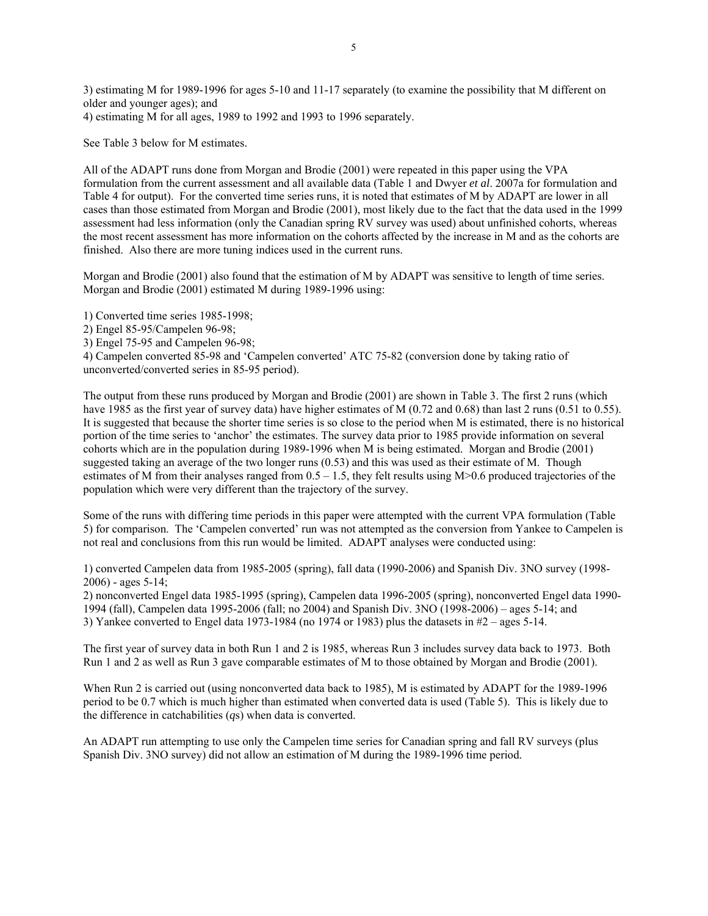3) estimating M for 1989-1996 for ages 5-10 and 11-17 separately (to examine the possibility that M different on older and younger ages); and
4) estimating M for all ages, 1989 to 1992 and 1993 to 1996 separately.

See Table 3 below for M estimates.

All of the ADAPT runs done from Morgan and Brodie (2001) were repeated in this paper using the VPA formulation from the current assessment and all available data (Table 1 and Dwyer *et al*. 2007a for formulation and Table 4 for output). For the converted time series runs, it is noted that estimates of M by ADAPT are lower in all cases than those estimated from Morgan and Brodie (2001), most likely due to the fact that the data used in the 1999 assessment had less information (only the Canadian spring RV survey was used) about unfinished cohorts, whereas the most recent assessment has more information on the cohorts affected by the increase in M and as the cohorts are finished. Also there are more tuning indices used in the current runs.

Morgan and Brodie (2001) also found that the estimation of M by ADAPT was sensitive to length of time series. Morgan and Brodie (2001) estimated M during 1989-1996 using:

1) Converted time series 1985-1998;
2) Engel 85-95/Campelen 96-98;
3) Engel 75-95 and Campelen 96-98;
4) Campelen converted 85-98 and 'Campelen converted' ATC 75-82 (conversion done by taking ratio of unconverted/converted series in 85-95 period).

The output from these runs produced by Morgan and Brodie (2001) are shown in Table 3. The first 2 runs (which have 1985 as the first year of survey data) have higher estimates of M (0.72 and 0.68) than last 2 runs (0.51 to 0.55). It is suggested that because the shorter time series is so close to the period when M is estimated, there is no historical portion of the time series to 'anchor' the estimates. The survey data prior to 1985 provide information on several cohorts which are in the population during 1989-1996 when M is being estimated. Morgan and Brodie (2001) suggested taking an average of the two longer runs (0.53) and this was used as their estimate of M. Though estimates of M from their analyses ranged from 0.5 – 1.5, they felt results using M>0.6 produced trajectories of the population which were very different than the trajectory of the survey.

Some of the runs with differing time periods in this paper were attempted with the current VPA formulation (Table 5) for comparison. The 'Campelen converted' run was not attempted as the conversion from Yankee to Campelen is not real and conclusions from this run would be limited. ADAPT analyses were conducted using:

1) converted Campelen data from 1985-2005 (spring), fall data (1990-2006) and Spanish Div. 3NO survey (1998-2006) - ages 5-14;
2) nonconverted Engel data 1985-1995 (spring), Campelen data 1996-2005 (spring), nonconverted Engel data 1990-1994 (fall), Campelen data 1995-2006 (fall; no 2004) and Spanish Div. 3NO (1998-2006) – ages 5-14; and
3) Yankee converted to Engel data 1973-1984 (no 1974 or 1983) plus the datasets in #2 – ages 5-14.

The first year of survey data in both Run 1 and 2 is 1985, whereas Run 3 includes survey data back to 1973. Both Run 1 and 2 as well as Run 3 gave comparable estimates of M to those obtained by Morgan and Brodie (2001).

When Run 2 is carried out (using nonconverted data back to 1985), M is estimated by ADAPT for the 1989-1996 period to be 0.7 which is much higher than estimated when converted data is used (Table 5). This is likely due to the difference in catchabilities (*q*s) when data is converted.

An ADAPT run attempting to use only the Campelen time series for Canadian spring and fall RV surveys (plus Spanish Div. 3NO survey) did not allow an estimation of M during the 1989-1996 time period.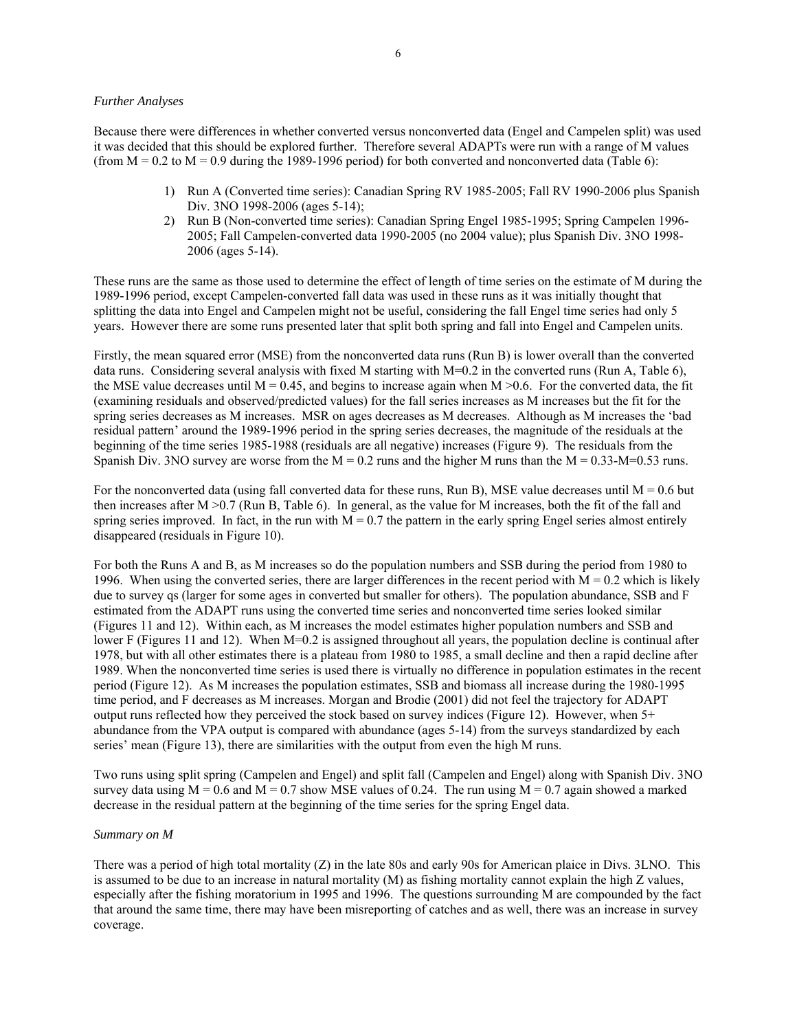*Further Analyses*

Because there were differences in whether converted versus nonconverted data (Engel and Campelen split) was used it was decided that this should be explored further. Therefore several ADAPTs were run with a range of M values (from M = 0.2 to M = 0.9 during the 1989-1996 period) for both converted and nonconverted data (Table 6):

1) Run A (Converted time series): Canadian Spring RV 1985-2005; Fall RV 1990-2006 plus Spanish Div. 3NO 1998-2006 (ages 5-14);
2) Run B (Non-converted time series): Canadian Spring Engel 1985-1995; Spring Campelen 1996-2005; Fall Campelen-converted data 1990-2005 (no 2004 value); plus Spanish Div. 3NO 1998-2006 (ages 5-14).

These runs are the same as those used to determine the effect of length of time series on the estimate of M during the 1989-1996 period, except Campelen-converted fall data was used in these runs as it was initially thought that splitting the data into Engel and Campelen might not be useful, considering the fall Engel time series had only 5 years. However there are some runs presented later that split both spring and fall into Engel and Campelen units.

Firstly, the mean squared error (MSE) from the nonconverted data runs (Run B) is lower overall than the converted data runs. Considering several analysis with fixed M starting with M=0.2 in the converted runs (Run A, Table 6), the MSE value decreases until M = 0.45, and begins to increase again when M >0.6. For the converted data, the fit (examining residuals and observed/predicted values) for the fall series increases as M increases but the fit for the spring series decreases as M increases. MSR on ages decreases as M decreases. Although as M increases the 'bad residual pattern' around the 1989-1996 period in the spring series decreases, the magnitude of the residuals at the beginning of the time series 1985-1988 (residuals are all negative) increases (Figure 9). The residuals from the Spanish Div. 3NO survey are worse from the M = 0.2 runs and the higher M runs than the M = 0.33-M=0.53 runs.

For the nonconverted data (using fall converted data for these runs, Run B), MSE value decreases until M = 0.6 but then increases after M >0.7 (Run B, Table 6). In general, as the value for M increases, both the fit of the fall and spring series improved. In fact, in the run with M = 0.7 the pattern in the early spring Engel series almost entirely disappeared (residuals in Figure 10).

For both the Runs A and B, as M increases so do the population numbers and SSB during the period from 1980 to 1996. When using the converted series, there are larger differences in the recent period with M = 0.2 which is likely due to survey qs (larger for some ages in converted but smaller for others). The population abundance, SSB and F estimated from the ADAPT runs using the converted time series and nonconverted time series looked similar (Figures 11 and 12). Within each, as M increases the model estimates higher population numbers and SSB and lower F (Figures 11 and 12). When M=0.2 is assigned throughout all years, the population decline is continual after 1978, but with all other estimates there is a plateau from 1980 to 1985, a small decline and then a rapid decline after 1989. When the nonconverted time series is used there is virtually no difference in population estimates in the recent period (Figure 12). As M increases the population estimates, SSB and biomass all increase during the 1980-1995 time period, and F decreases as M increases. Morgan and Brodie (2001) did not feel the trajectory for ADAPT output runs reflected how they perceived the stock based on survey indices (Figure 12). However, when 5+ abundance from the VPA output is compared with abundance (ages 5-14) from the surveys standardized by each series' mean (Figure 13), there are similarities with the output from even the high M runs.

Two runs using split spring (Campelen and Engel) and split fall (Campelen and Engel) along with Spanish Div. 3NO survey data using M = 0.6 and M = 0.7 show MSE values of 0.24. The run using M = 0.7 again showed a marked decrease in the residual pattern at the beginning of the time series for the spring Engel data.

*Summary on M*

There was a period of high total mortality (Z) in the late 80s and early 90s for American plaice in Divs. 3LNO. This is assumed to be due to an increase in natural mortality (M) as fishing mortality cannot explain the high Z values, especially after the fishing moratorium in 1995 and 1996. The questions surrounding M are compounded by the fact that around the same time, there may have been misreporting of catches and as well, there was an increase in survey coverage.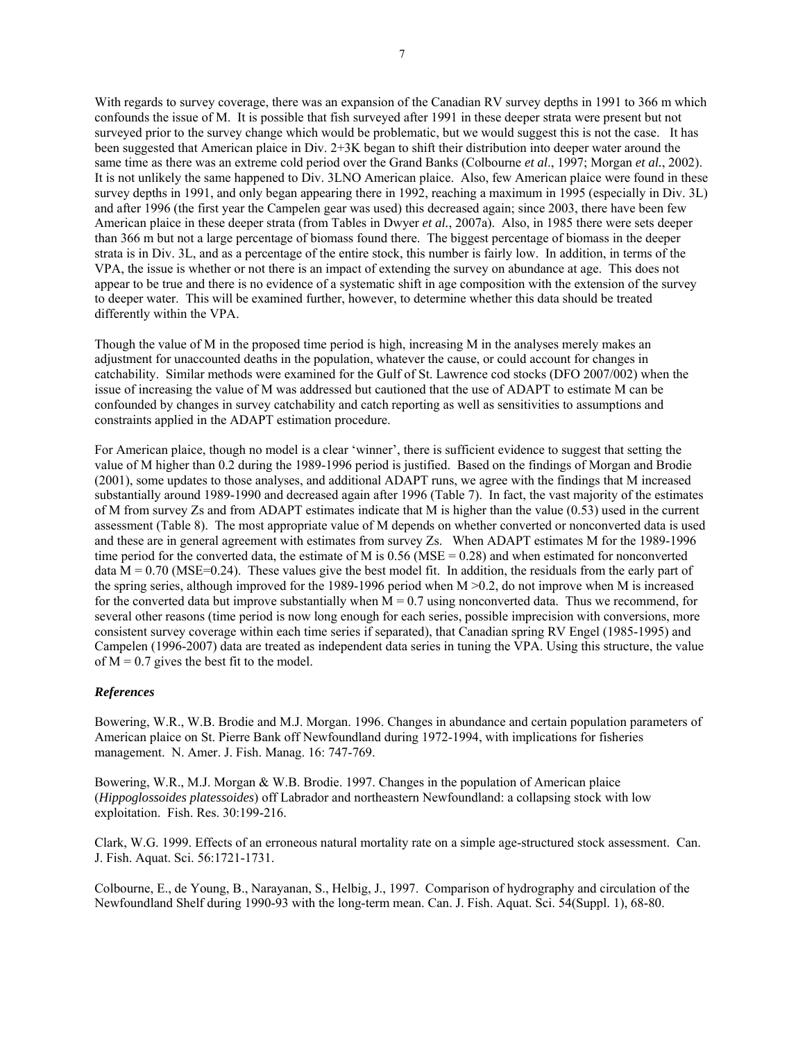With regards to survey coverage, there was an expansion of the Canadian RV survey depths in 1991 to 366 m which confounds the issue of M. It is possible that fish surveyed after 1991 in these deeper strata were present but not surveyed prior to the survey change which would be problematic, but we would suggest this is not the case. It has been suggested that American plaice in Div. 2+3K began to shift their distribution into deeper water around the same time as there was an extreme cold period over the Grand Banks (Colbourne *et al*., 1997; Morgan *et al.*, 2002). It is not unlikely the same happened to Div. 3LNO American plaice. Also, few American plaice were found in these survey depths in 1991, and only began appearing there in 1992, reaching a maximum in 1995 (especially in Div. 3L) and after 1996 (the first year the Campelen gear was used) this decreased again; since 2003, there have been few American plaice in these deeper strata (from Tables in Dwyer *et al.*, 2007a). Also, in 1985 there were sets deeper than 366 m but not a large percentage of biomass found there. The biggest percentage of biomass in the deeper strata is in Div. 3L, and as a percentage of the entire stock, this number is fairly low. In addition, in terms of the VPA, the issue is whether or not there is an impact of extending the survey on abundance at age. This does not appear to be true and there is no evidence of a systematic shift in age composition with the extension of the survey to deeper water. This will be examined further, however, to determine whether this data should be treated differently within the VPA.

Though the value of M in the proposed time period is high, increasing M in the analyses merely makes an adjustment for unaccounted deaths in the population, whatever the cause, or could account for changes in catchability. Similar methods were examined for the Gulf of St. Lawrence cod stocks (DFO 2007/002) when the issue of increasing the value of M was addressed but cautioned that the use of ADAPT to estimate M can be confounded by changes in survey catchability and catch reporting as well as sensitivities to assumptions and constraints applied in the ADAPT estimation procedure.

For American plaice, though no model is a clear 'winner', there is sufficient evidence to suggest that setting the value of M higher than 0.2 during the 1989-1996 period is justified. Based on the findings of Morgan and Brodie (2001), some updates to those analyses, and additional ADAPT runs, we agree with the findings that M increased substantially around 1989-1990 and decreased again after 1996 (Table 7). In fact, the vast majority of the estimates of M from survey Zs and from ADAPT estimates indicate that M is higher than the value (0.53) used in the current assessment (Table 8). The most appropriate value of M depends on whether converted or nonconverted data is used and these are in general agreement with estimates from survey Zs. When ADAPT estimates M for the 1989-1996 time period for the converted data, the estimate of M is 0.56 (MSE = 0.28) and when estimated for nonconverted data M = 0.70 (MSE=0.24). These values give the best model fit. In addition, the residuals from the early part of the spring series, although improved for the 1989-1996 period when M >0.2, do not improve when M is increased for the converted data but improve substantially when M = 0.7 using nonconverted data. Thus we recommend, for several other reasons (time period is now long enough for each series, possible imprecision with conversions, more consistent survey coverage within each time series if separated), that Canadian spring RV Engel (1985-1995) and Campelen (1996-2007) data are treated as independent data series in tuning the VPA. Using this structure, the value of M = 0.7 gives the best fit to the model.

### *References*

Bowering, W.R., W.B. Brodie and M.J. Morgan. 1996. Changes in abundance and certain population parameters of American plaice on St. Pierre Bank off Newfoundland during 1972-1994, with implications for fisheries management. N. Amer. J. Fish. Manag. 16: 747-769.

Bowering, W.R., M.J. Morgan & W.B. Brodie. 1997. Changes in the population of American plaice (*Hippoglossoides platessoides*) off Labrador and northeastern Newfoundland: a collapsing stock with low exploitation. Fish. Res. 30:199-216.

Clark, W.G. 1999. Effects of an erroneous natural mortality rate on a simple age-structured stock assessment. Can. J. Fish. Aquat. Sci. 56:1721-1731.

Colbourne, E., de Young, B., Narayanan, S., Helbig, J., 1997. Comparison of hydrography and circulation of the Newfoundland Shelf during 1990-93 with the long-term mean. Can. J. Fish. Aquat. Sci. 54(Suppl. 1), 68-80.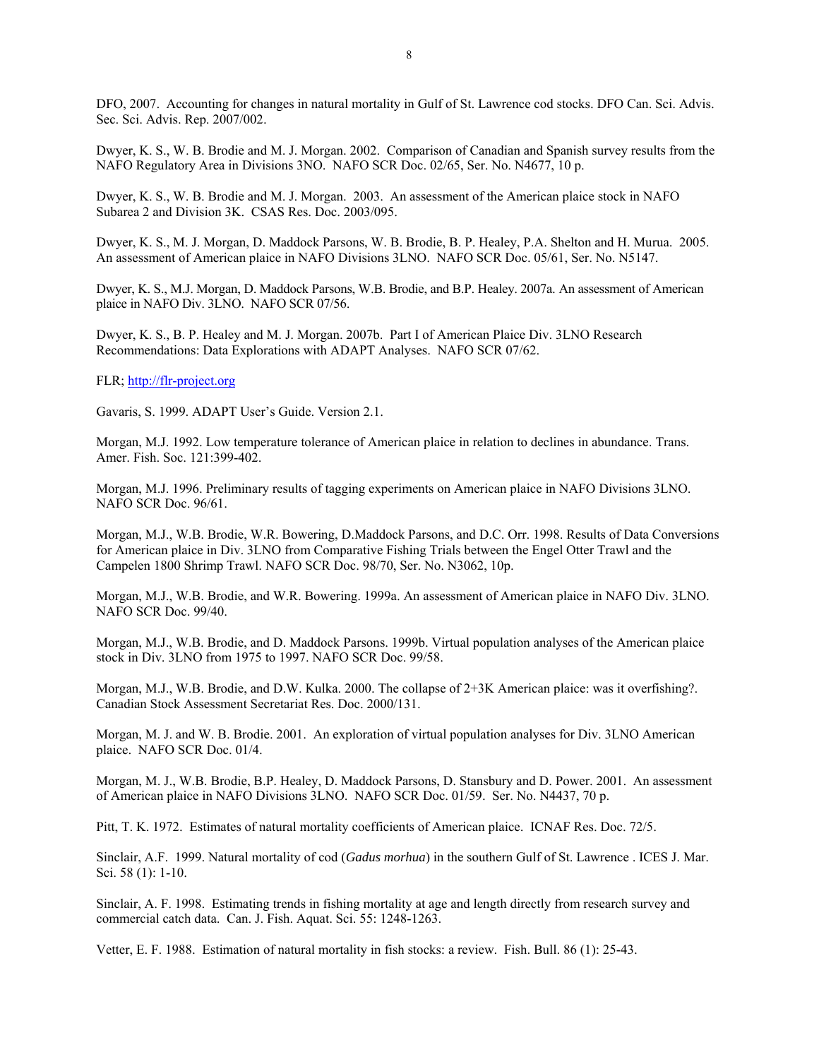DFO, 2007. Accounting for changes in natural mortality in Gulf of St. Lawrence cod stocks. DFO Can. Sci. Advis. Sec. Sci. Advis. Rep. 2007/002.

Dwyer, K. S., W. B. Brodie and M. J. Morgan. 2002. Comparison of Canadian and Spanish survey results from the NAFO Regulatory Area in Divisions 3NO. NAFO SCR Doc. 02/65, Ser. No. N4677, 10 p.

Dwyer, K. S., W. B. Brodie and M. J. Morgan. 2003. An assessment of the American plaice stock in NAFO Subarea 2 and Division 3K. CSAS Res. Doc. 2003/095.

Dwyer, K. S., M. J. Morgan, D. Maddock Parsons, W. B. Brodie, B. P. Healey, P.A. Shelton and H. Murua. 2005. An assessment of American plaice in NAFO Divisions 3LNO. NAFO SCR Doc. 05/61, Ser. No. N5147.

Dwyer, K. S., M.J. Morgan, D. Maddock Parsons, W.B. Brodie, and B.P. Healey. 2007a. An assessment of American plaice in NAFO Div. 3LNO. NAFO SCR 07/56.

Dwyer, K. S., B. P. Healey and M. J. Morgan. 2007b. Part I of American Plaice Div. 3LNO Research Recommendations: Data Explorations with ADAPT Analyses. NAFO SCR 07/62.

FLR; http://flr-project.org

Gavaris, S. 1999. ADAPT User's Guide. Version 2.1.

Morgan, M.J. 1992. Low temperature tolerance of American plaice in relation to declines in abundance. Trans. Amer. Fish. Soc. 121:399-402.

Morgan, M.J. 1996. Preliminary results of tagging experiments on American plaice in NAFO Divisions 3LNO. NAFO SCR Doc. 96/61.

Morgan, M.J., W.B. Brodie, W.R. Bowering, D.Maddock Parsons, and D.C. Orr. 1998. Results of Data Conversions for American plaice in Div. 3LNO from Comparative Fishing Trials between the Engel Otter Trawl and the Campelen 1800 Shrimp Trawl. NAFO SCR Doc. 98/70, Ser. No. N3062, 10p.

Morgan, M.J., W.B. Brodie, and W.R. Bowering. 1999a. An assessment of American plaice in NAFO Div. 3LNO. NAFO SCR Doc. 99/40.

Morgan, M.J., W.B. Brodie, and D. Maddock Parsons. 1999b. Virtual population analyses of the American plaice stock in Div. 3LNO from 1975 to 1997. NAFO SCR Doc. 99/58.

Morgan, M.J., W.B. Brodie, and D.W. Kulka. 2000. The collapse of 2+3K American plaice: was it overfishing?. Canadian Stock Assessment Secretariat Res. Doc. 2000/131.

Morgan, M. J. and W. B. Brodie. 2001. An exploration of virtual population analyses for Div. 3LNO American plaice. NAFO SCR Doc. 01/4.

Morgan, M. J., W.B. Brodie, B.P. Healey, D. Maddock Parsons, D. Stansbury and D. Power. 2001. An assessment of American plaice in NAFO Divisions 3LNO. NAFO SCR Doc. 01/59. Ser. No. N4437, 70 p.

Pitt, T. K. 1972. Estimates of natural mortality coefficients of American plaice. ICNAF Res. Doc. 72/5.

Sinclair, A.F. 1999. Natural mortality of cod (*Gadus morhua*) in the southern Gulf of St. Lawrence . ICES J. Mar. Sci. 58 (1): 1-10.

Sinclair, A. F. 1998. Estimating trends in fishing mortality at age and length directly from research survey and commercial catch data. Can. J. Fish. Aquat. Sci. 55: 1248-1263.

Vetter, E. F. 1988. Estimation of natural mortality in fish stocks: a review. Fish. Bull. 86 (1): 25-43.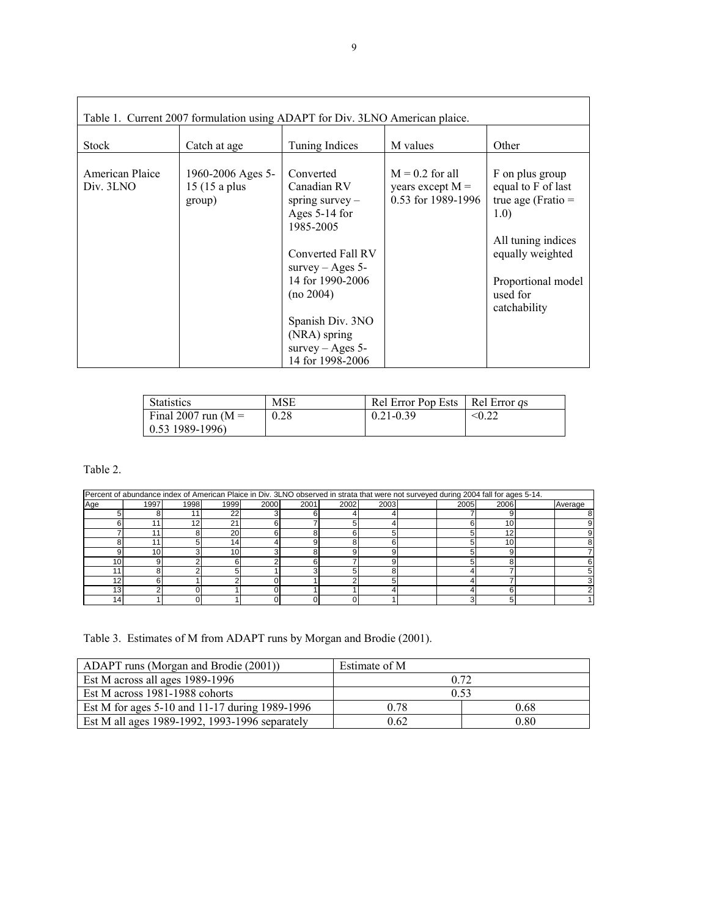Table 1. Current 2007 formulation using ADAPT for Div. 3LNO American plaice.

| Stock | Catch at age | Tuning Indices | M values | Other |
|---|---|---|---|---|
| American Plaice Div. 3LNO | 1960-2006 Ages 5-15 (15 a plus group) | Converted Canadian RV spring survey – Ages 5-14 for 1985-2005<br><br>Converted Fall RV survey – Ages 5-14 for 1990-2006 (no 2004)<br><br>Spanish Div. 3NO (NRA) spring survey – Ages 5-14 for 1998-2006 | M = 0.2 for all years except M = 0.53 for 1989-1996 | F on plus group equal to F of last true age (Fratio = 1.0)<br><br>All tuning indices equally weighted<br><br>Proportional model used for catchability |

| Statistics | MSE | Rel Error Pop Ests | Rel Error *qs* |
|---|---|---|---|
| Final 2007 run (M = 0.53 1989-1996) | 0.28 | 0.21-0.39 | <0.22 |

Table 2.

| Percent of abundance index of American Plaice in Div. 3LNO observed in strata that were not surveyed during 2004 fall for ages 5-14. | | | | | | | | | | | | |
|---|---|---|---|---|---|---|---|---|---|---|---|---|
| Age | 1997 | 1998 | 1999 | 2000 | 2001 | 2002 | 2003 | | 2005 | 2006 | | Average |
| 5 | 8 | 11 | 22 | 3 | 6 | 4 | 4 | | 7 | 9 | | 8 |
| 6 | 11 | 12 | 21 | 6 | 7 | 5 | 4 | | 6 | 10 | | 9 |
| 7 | 11 | 8 | 20 | 6 | 8 | 6 | 5 | | 5 | 12 | | 9 |
| 8 | 11 | 5 | 14 | 4 | 9 | 8 | 6 | | 5 | 10 | | 8 |
| 9 | 10 | 3 | 10 | 3 | 8 | 9 | 9 | | 5 | 9 | | 7 |
| 10 | 9 | 2 | 6 | 2 | 6 | 7 | 9 | | 5 | 8 | | 6 |
| 11 | 8 | 2 | 5 | 1 | 3 | 5 | 8 | | 4 | 7 | | 5 |
| 12 | 6 | 1 | 2 | 0 | 1 | 2 | 5 | | 4 | 7 | | 3 |
| 13 | 2 | 0 | 1 | 0 | 1 | 1 | 4 | | 4 | 6 | | 2 |
| 14 | 1 | 0 | 1 | 0 | 0 | 0 | 1 | | 3 | 5 | | 1 |

Table 3. Estimates of M from ADAPT runs by Morgan and Brodie (2001).

| ADAPT runs (Morgan and Brodie (2001)) | Estimate of M | |
|---|---|---|
| Est M across all ages 1989-1996 | 0.72 | |
| Est M across 1981-1988 cohorts | 0.53 | |
| Est M for ages 5-10 and 11-17 during 1989-1996 | 0.78 | 0.68 |
| Est M all ages 1989-1992, 1993-1996 separately | 0.62 | 0.80 |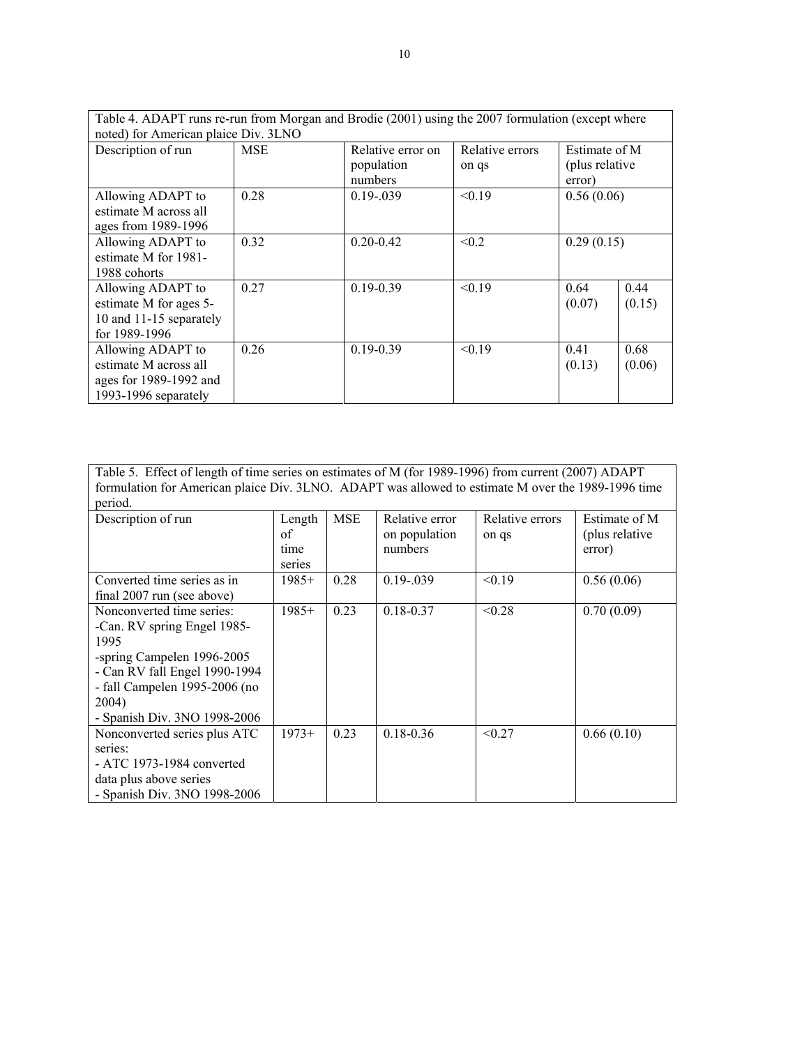Table 4. ADAPT runs re-run from Morgan and Brodie (2001) using the 2007 formulation (except where noted) for American plaice Div. 3LNO

| Description of run | MSE | Relative error on population numbers | Relative errors on qs | Estimate of M (plus relative error) | |
|---|---|---|---|---|---|
| Allowing ADAPT to estimate M across all ages from 1989-1996 | 0.28 | 0.19-.039 | <0.19 | 0.56 (0.06) | |
| Allowing ADAPT to estimate M for 1981-1988 cohorts | 0.32 | 0.20-0.42 | <0.2 | 0.29 (0.15) | |
| Allowing ADAPT to estimate M for ages 5-10 and 11-15 separately for 1989-1996 | 0.27 | 0.19-0.39 | <0.19 | 0.64 (0.07) | 0.44 (0.15) |
| Allowing ADAPT to estimate M across all ages for 1989-1992 and 1993-1996 separately | 0.26 | 0.19-0.39 | <0.19 | 0.41 (0.13) | 0.68 (0.06) |

Table 5. Effect of length of time series on estimates of M (for 1989-1996) from current (2007) ADAPT formulation for American plaice Div. 3LNO. ADAPT was allowed to estimate M over the 1989-1996 time period.

| Description of run | Length of time series | MSE | Relative error on population numbers | Relative errors on qs | Estimate of M (plus relative error) |
|---|---|---|---|---|---|
| Converted time series as in final 2007 run (see above) | 1985+ | 0.28 | 0.19-.039 | <0.19 | 0.56 (0.06) |
| Nonconverted time series:<br>-Can. RV spring Engel 1985-1995<br>-spring Campelen 1996-2005<br>- Can RV fall Engel 1990-1994<br>- fall Campelen 1995-2006 (no 2004)<br>- Spanish Div. 3NO 1998-2006 | 1985+ | 0.23 | 0.18-0.37 | <0.28 | 0.70 (0.09) |
| Nonconverted series plus ATC series:<br>- ATC 1973-1984 converted data plus above series<br>- Spanish Div. 3NO 1998-2006 | 1973+ | 0.23 | 0.18-0.36 | <0.27 | 0.66 (0.10) |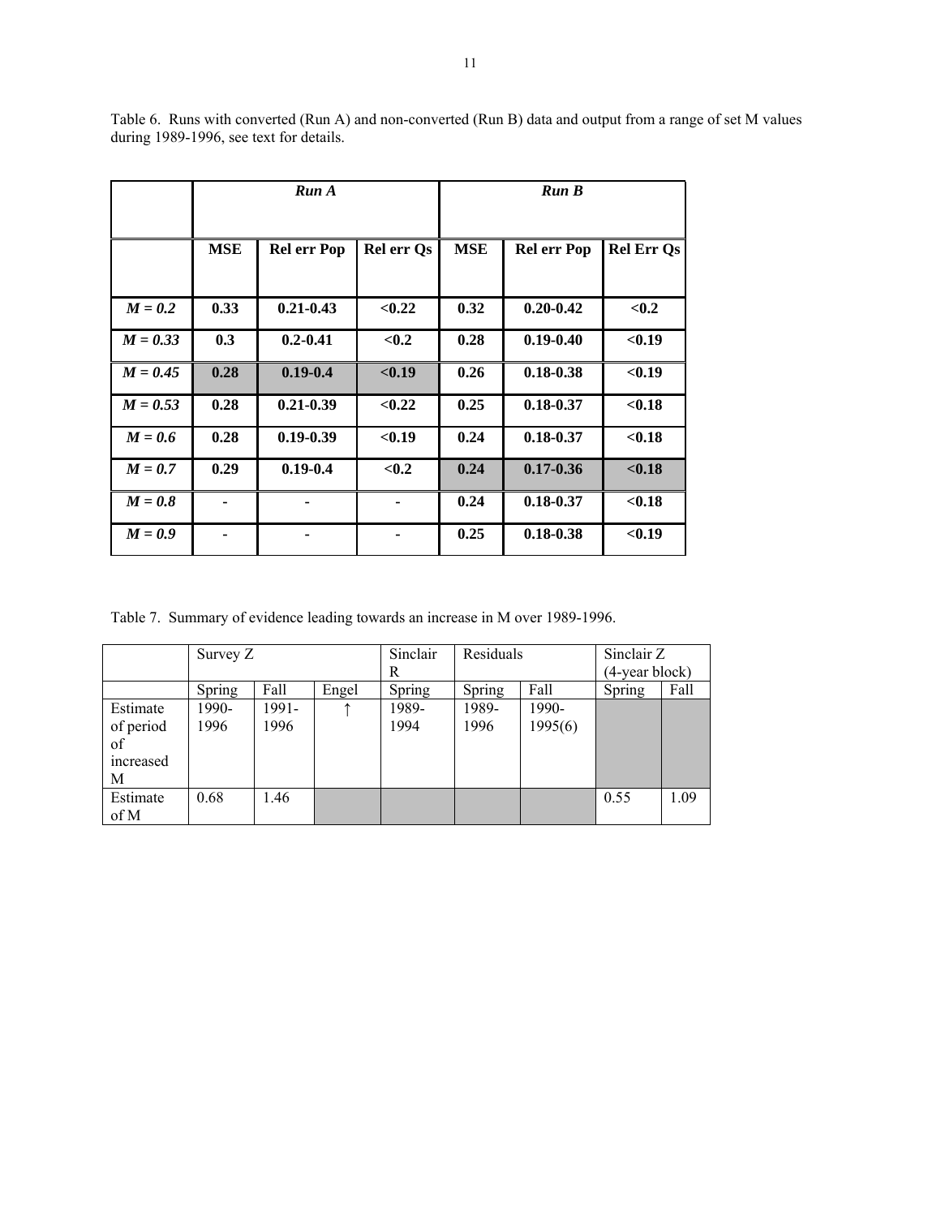Table 6. Runs with converted (Run A) and non-converted (Run B) data and output from a range of set M values during 1989-1996, see text for details.

| | ***Run A*** | | | ***Run B*** | | |
|---|---|---|---|---|---|---|
| | **MSE** | **Rel err Pop** | **Rel err Qs** | **MSE** | **Rel err Pop** | **Rel Err Qs** |
| ***M = 0.2*** | **0.33** | **0.21-0.43** | **<0.22** | **0.32** | **0.20-0.42** | **<0.2** |
| ***M = 0.33*** | **0.3** | **0.2-0.41** | **<0.2** | **0.28** | **0.19-0.40** | **<0.19** |
| ***M = 0.45*** | **0.28** | **0.19-0.4** | **<0.19** | **0.26** | **0.18-0.38** | **<0.19** |
| ***M = 0.53*** | **0.28** | **0.21-0.39** | **<0.22** | **0.25** | **0.18-0.37** | **<0.18** |
| ***M = 0.6*** | **0.28** | **0.19-0.39** | **<0.19** | **0.24** | **0.18-0.37** | **<0.18** |
| ***M = 0.7*** | **0.29** | **0.19-0.4** | **<0.2** | **0.24** | **0.17-0.36** | **<0.18** |
| ***M = 0.8*** | **-** | **-** | **-** | **0.24** | **0.18-0.37** | **<0.18** |
| ***M = 0.9*** | **-** | **-** | **-** | **0.25** | **0.18-0.38** | **<0.19** |

Table 7. Summary of evidence leading towards an increase in M over 1989-1996.

| | Survey Z | | | Sinclair R | Residuals | | Sinclair Z (4-year block) | |
|---|---|---|---|---|---|---|---|---|
| | Spring | Fall | Engel | Spring | Spring | Fall | Spring | Fall |
| Estimate of period of increased M | 1990-1996 | 1991-1996 | ↑ | 1989-1994 | 1989-1996 | 1990-1995(6) | | |
| Estimate of M | 0.68 | 1.46 | | | | | 0.55 | 1.09 |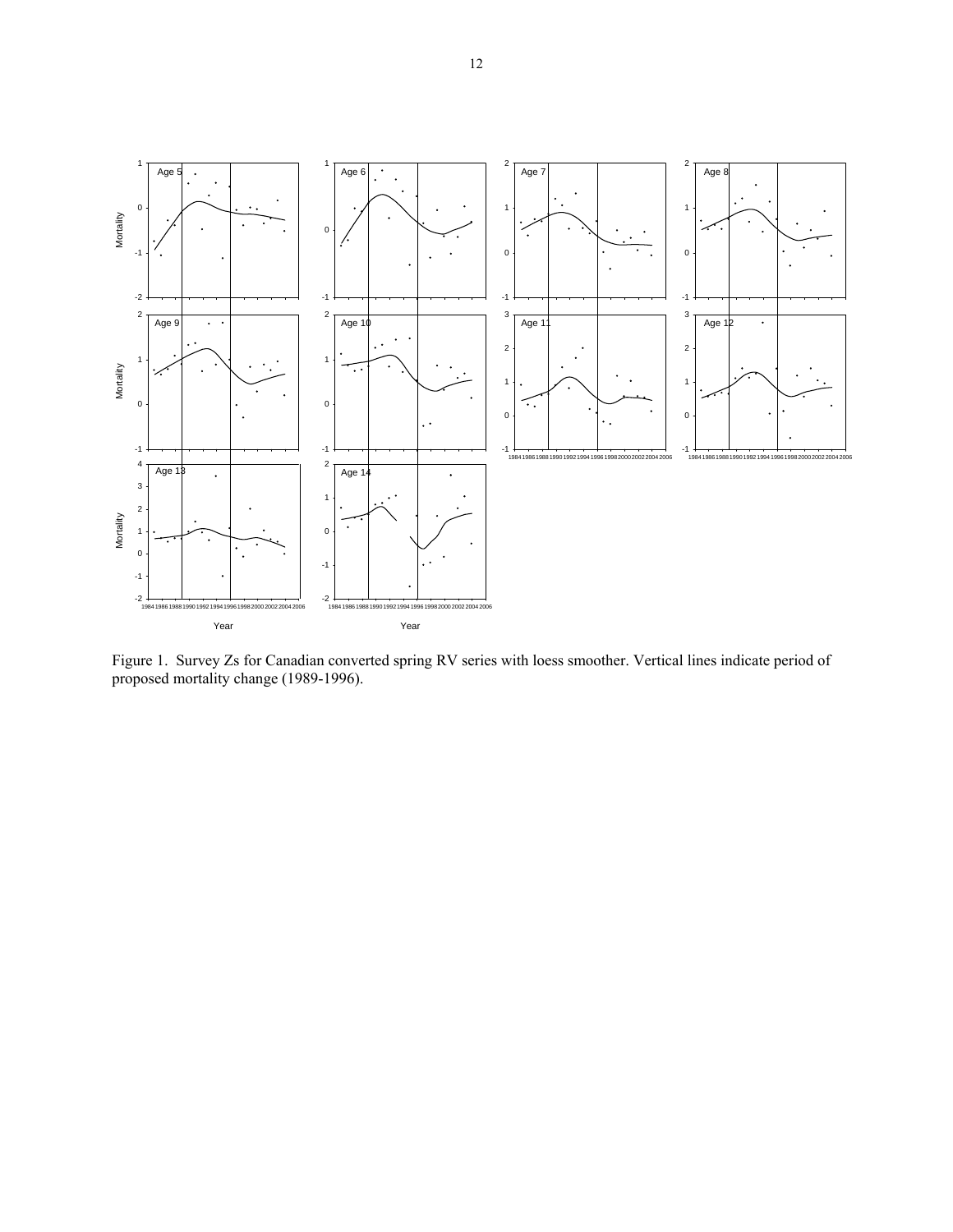Figure 1. Survey Zs for Canadian converted spring RV series with loess smoother. Vertical lines indicate period of proposed mortality change (1989-1996).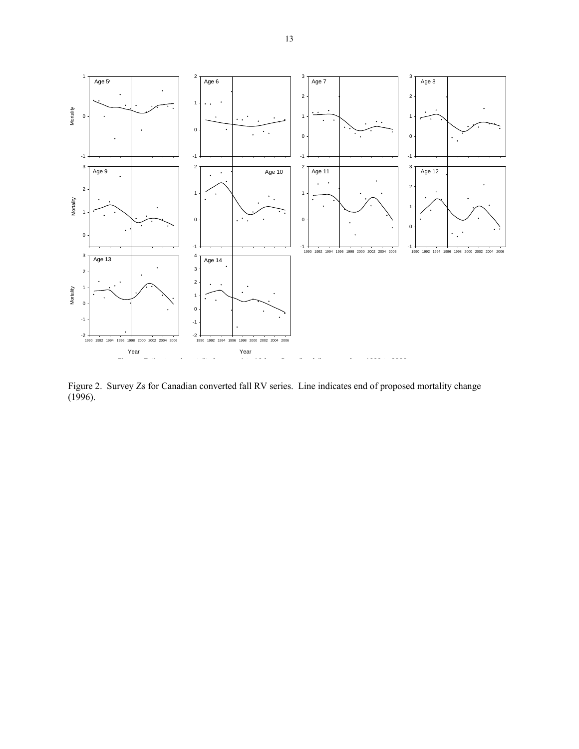Figure 2. Survey Zs for Canadian converted fall RV series. Line indicates end of proposed mortality change (1996).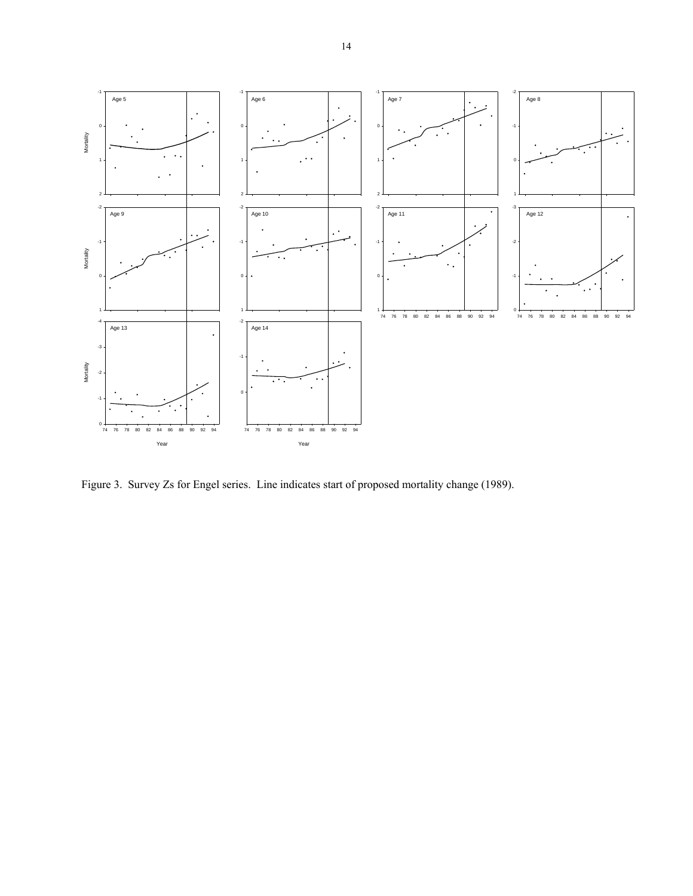Figure 3. Survey Zs for Engel series. Line indicates start of proposed mortality change (1989).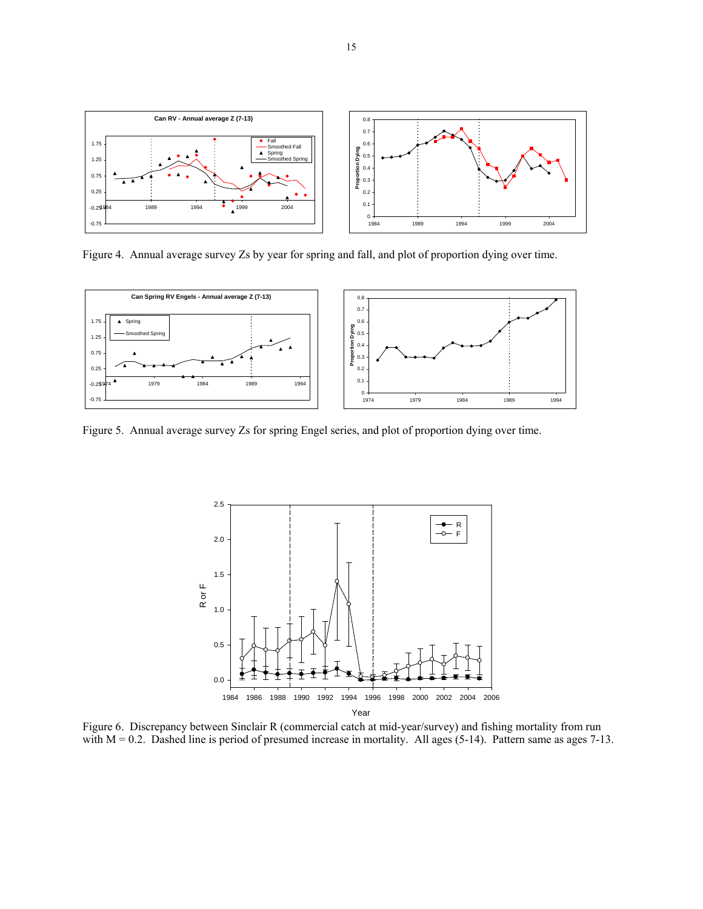Figure 4.  Annual average survey Zs by year for spring and fall, and plot of proportion dying over time.

Figure 5.  Annual average survey Zs for spring Engel series, and plot of proportion dying over time.

Figure 6.  Discrepancy between Sinclair R (commercial catch at mid-year/survey) and fishing mortality from run with M = 0.2.  Dashed line is period of presumed increase in mortality.  All ages (5-14).  Pattern same as ages 7-13.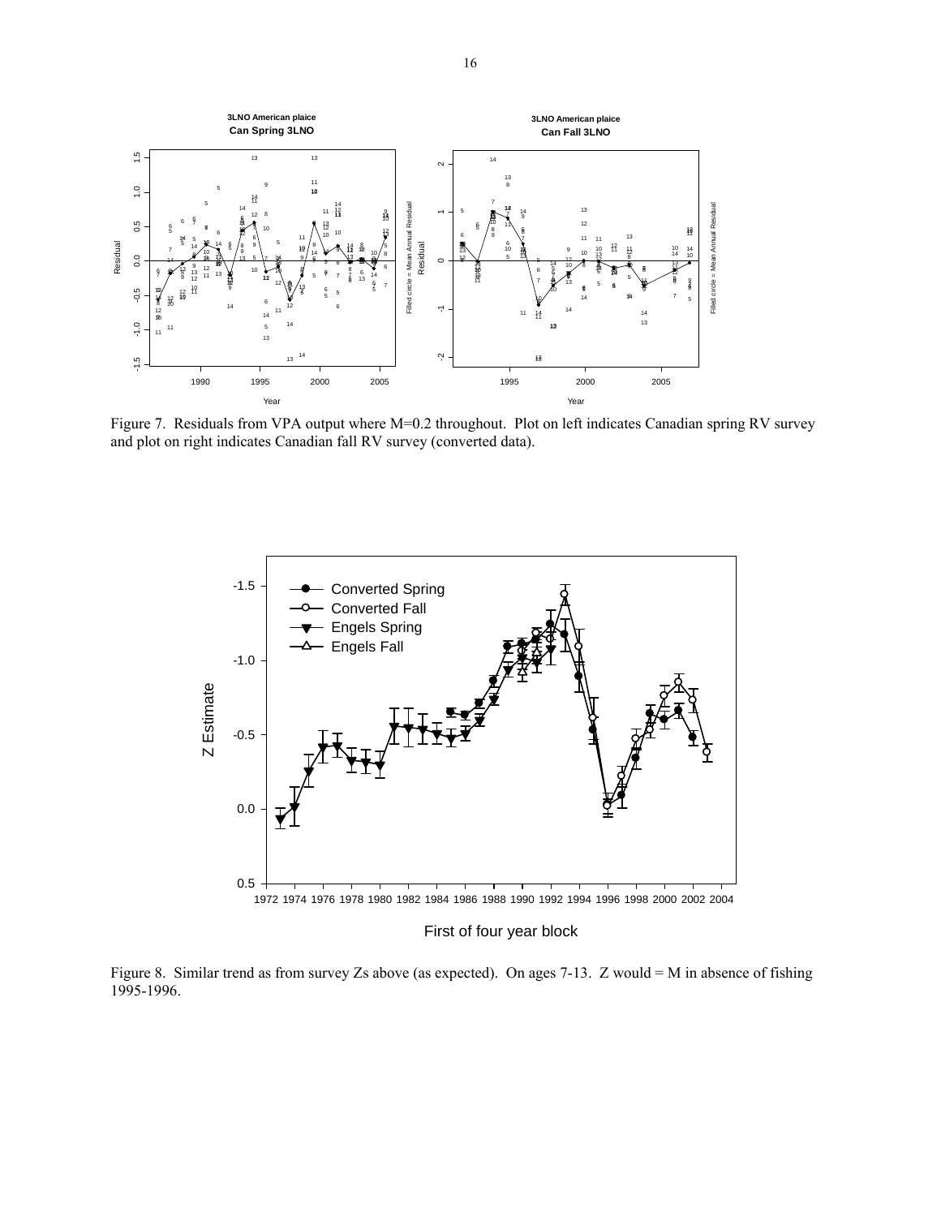Figure 7. Residuals from VPA output where M=0.2 throughout. Plot on left indicates Canadian spring RV survey and plot on right indicates Canadian fall RV survey (converted data).

Figure 8. Similar trend as from survey Zs above (as expected). On ages 7-13. Z would = M in absence of fishing 1995-1996.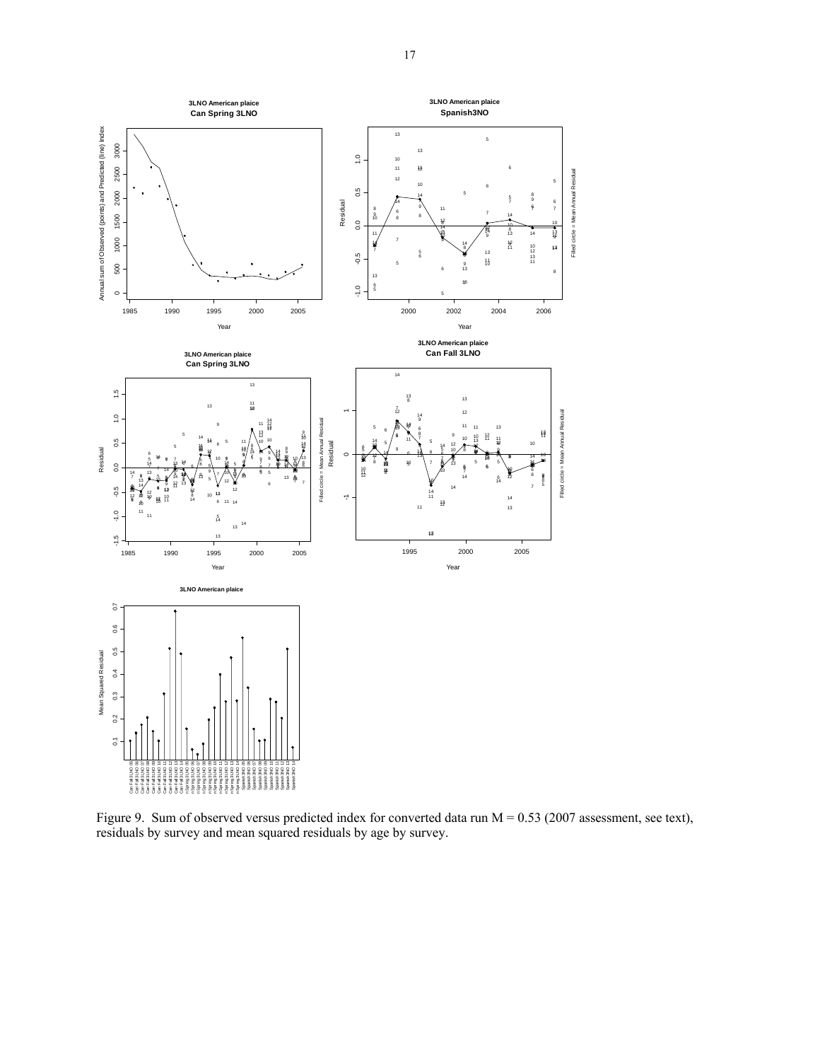Figure 9. Sum of observed versus predicted index for converted data run M = 0.53 (2007 assessment, see text), residuals by survey and mean squared residuals by age by survey.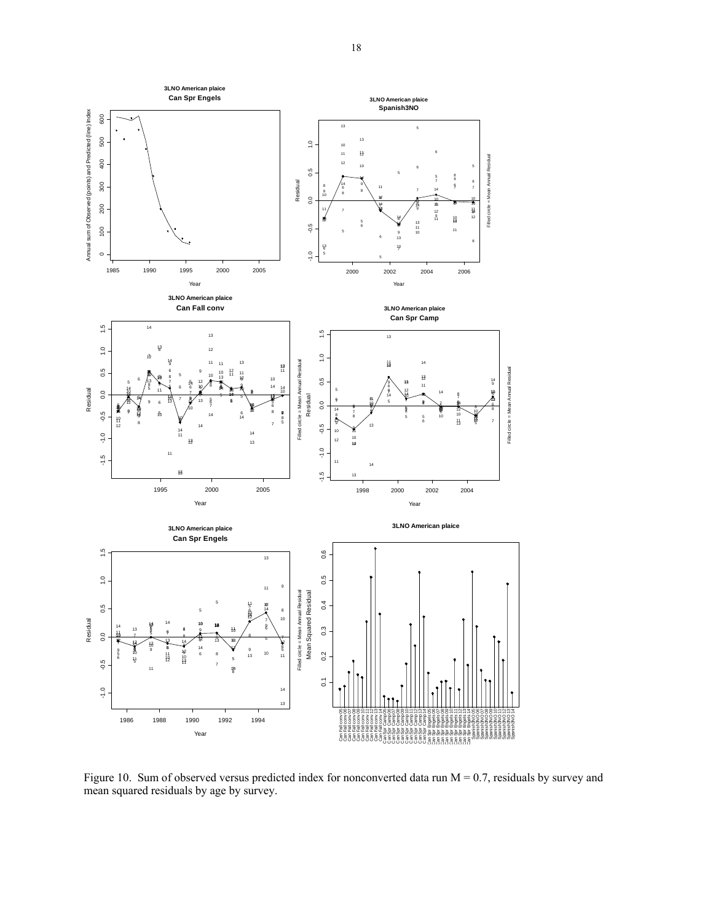Figure 10. Sum of observed versus predicted index for nonconverted data run M = 0.7, residuals by survey and mean squared residuals by age by survey.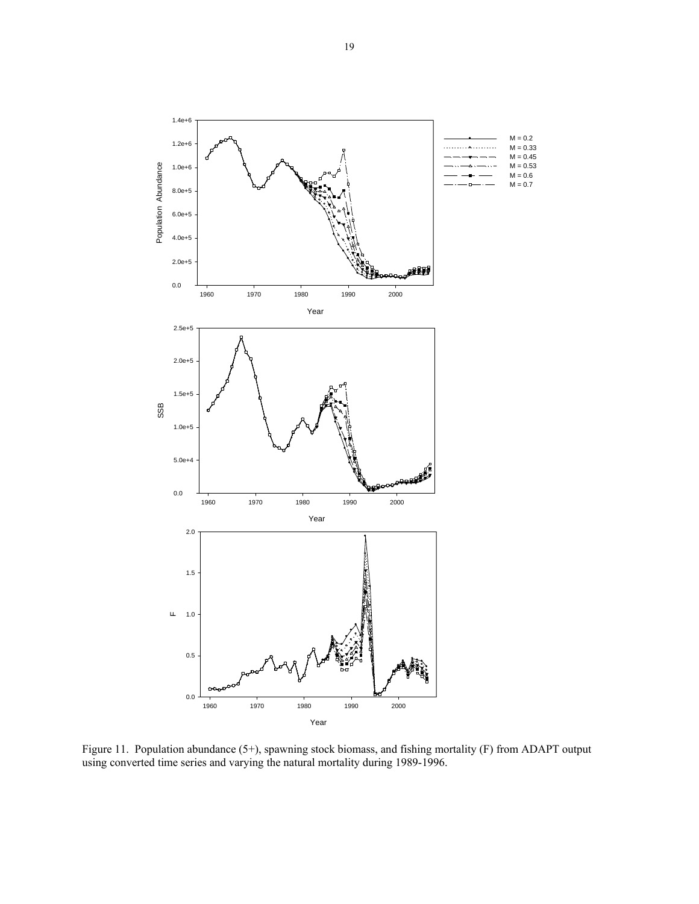Figure 11. Population abundance (5+), spawning stock biomass, and fishing mortality (F) from ADAPT output using converted time series and varying the natural mortality during 1989-1996.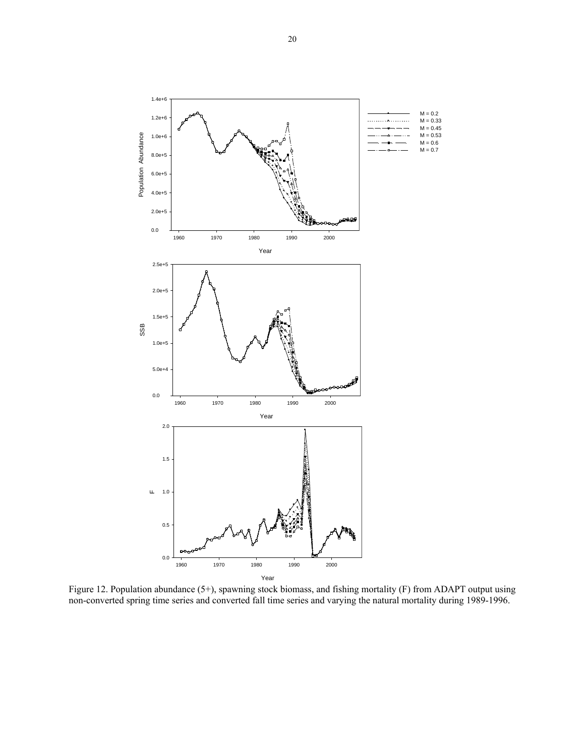Figure 12. Population abundance (5+), spawning stock biomass, and fishing mortality (F) from ADAPT output using non-converted spring time series and converted fall time series and varying the natural mortality during 1989-1996.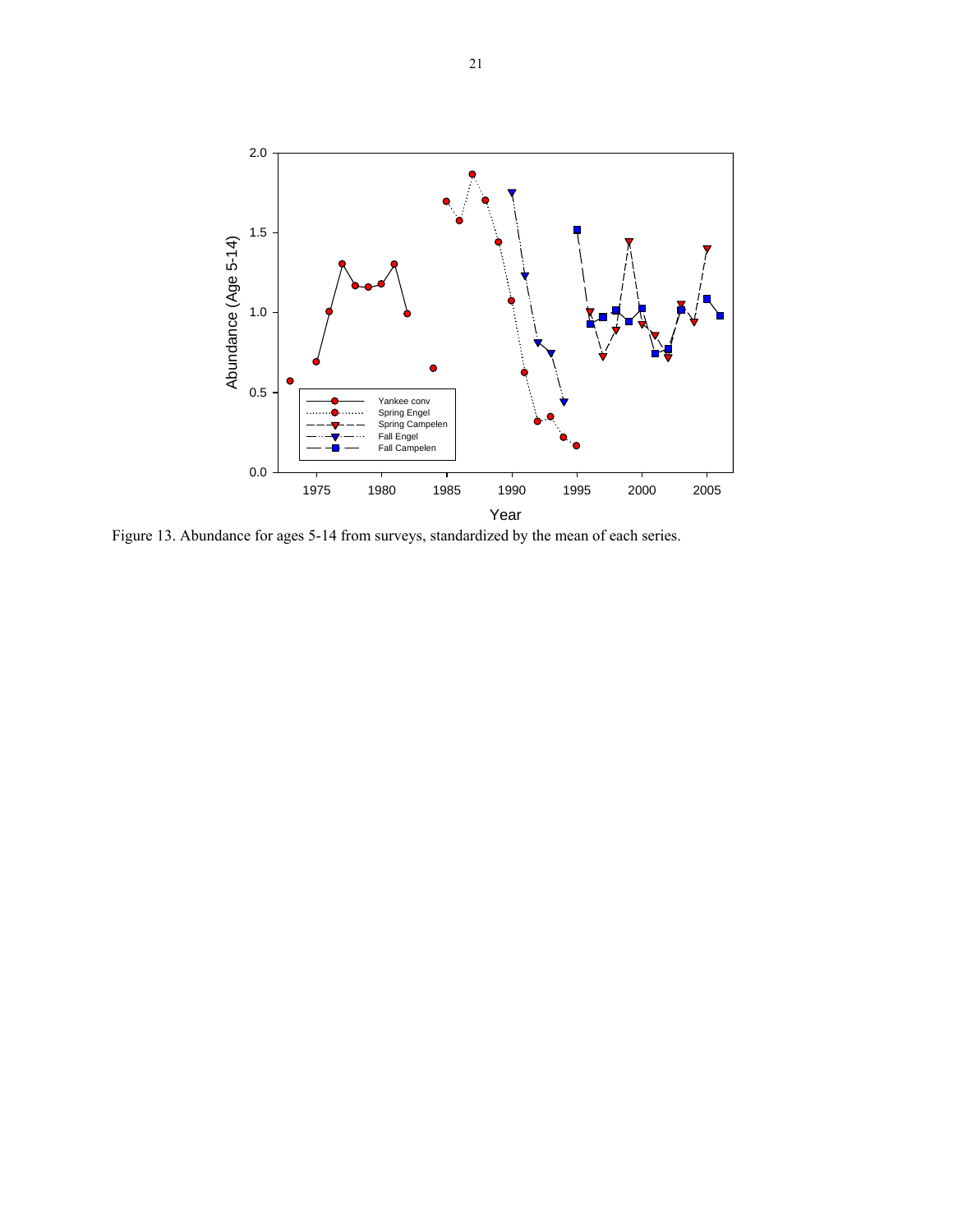Abundance (Age 5-14)

2.0
1.5
1.0
0.5
0.0

1975
1980
1985
1990
1995
2000
2005

Year

Yankee conv
Spring Engel
Spring Campelen
Fall Engel
Fall Campelen

Figure 13. Abundance for ages 5-14 from surveys, standardized by the mean of each series.